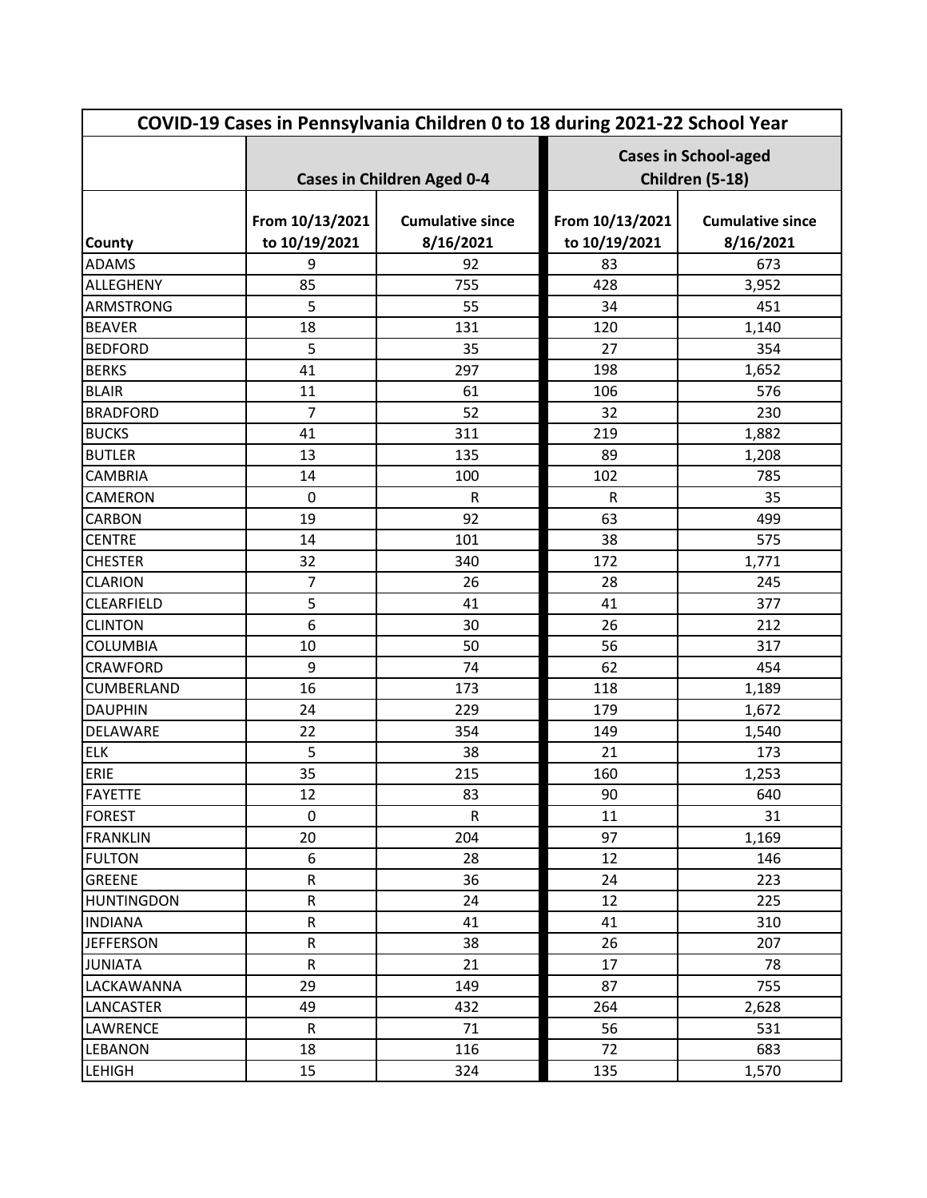| COVID-19 Cases in Pennsylvania Children 0 to 18 during 2021-22 School Year | | | | |
|---|---|---|---|---|
| | Cases in Children Aged 0-4 | | Cases in School-aged Children (5-18) | |
| County | From 10/13/2021 to 10/19/2021 | Cumulative since 8/16/2021 | From 10/13/2021 to 10/19/2021 | Cumulative since 8/16/2021 |
| ADAMS | 9 | 92 | 83 | 673 |
| ALLEGHENY | 85 | 755 | 428 | 3,952 |
| ARMSTRONG | 5 | 55 | 34 | 451 |
| BEAVER | 18 | 131 | 120 | 1,140 |
| BEDFORD | 5 | 35 | 27 | 354 |
| BERKS | 41 | 297 | 198 | 1,652 |
| BLAIR | 11 | 61 | 106 | 576 |
| BRADFORD | 7 | 52 | 32 | 230 |
| BUCKS | 41 | 311 | 219 | 1,882 |
| BUTLER | 13 | 135 | 89 | 1,208 |
| CAMBRIA | 14 | 100 | 102 | 785 |
| CAMERON | 0 | R | R | 35 |
| CARBON | 19 | 92 | 63 | 499 |
| CENTRE | 14 | 101 | 38 | 575 |
| CHESTER | 32 | 340 | 172 | 1,771 |
| CLARION | 7 | 26 | 28 | 245 |
| CLEARFIELD | 5 | 41 | 41 | 377 |
| CLINTON | 6 | 30 | 26 | 212 |
| COLUMBIA | 10 | 50 | 56 | 317 |
| CRAWFORD | 9 | 74 | 62 | 454 |
| CUMBERLAND | 16 | 173 | 118 | 1,189 |
| DAUPHIN | 24 | 229 | 179 | 1,672 |
| DELAWARE | 22 | 354 | 149 | 1,540 |
| ELK | 5 | 38 | 21 | 173 |
| ERIE | 35 | 215 | 160 | 1,253 |
| FAYETTE | 12 | 83 | 90 | 640 |
| FOREST | 0 | R | 11 | 31 |
| FRANKLIN | 20 | 204 | 97 | 1,169 |
| FULTON | 6 | 28 | 12 | 146 |
| GREENE | R | 36 | 24 | 223 |
| HUNTINGDON | R | 24 | 12 | 225 |
| INDIANA | R | 41 | 41 | 310 |
| JEFFERSON | R | 38 | 26 | 207 |
| JUNIATA | R | 21 | 17 | 78 |
| LACKAWANNA | 29 | 149 | 87 | 755 |
| LANCASTER | 49 | 432 | 264 | 2,628 |
| LAWRENCE | R | 71 | 56 | 531 |
| LEBANON | 18 | 116 | 72 | 683 |
| LEHIGH | 15 | 324 | 135 | 1,570 |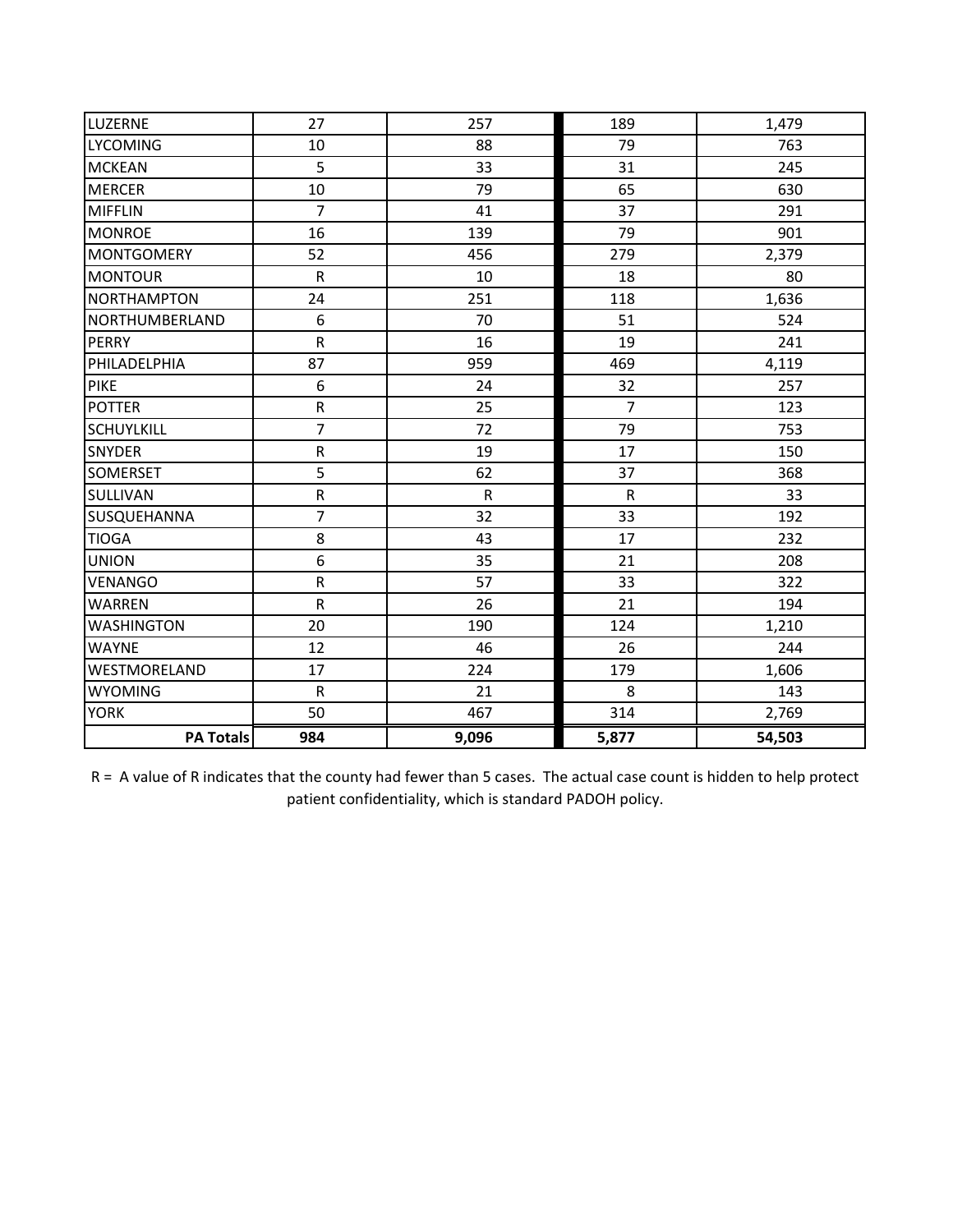| | | | | |
|---|---|---|---|---|
| LUZERNE | 27 | 257 | 189 | 1,479 |
| LYCOMING | 10 | 88 | 79 | 763 |
| MCKEAN | 5 | 33 | 31 | 245 |
| MERCER | 10 | 79 | 65 | 630 |
| MIFFLIN | 7 | 41 | 37 | 291 |
| MONROE | 16 | 139 | 79 | 901 |
| MONTGOMERY | 52 | 456 | 279 | 2,379 |
| MONTOUR | R | 10 | 18 | 80 |
| NORTHAMPTON | 24 | 251 | 118 | 1,636 |
| NORTHUMBERLAND | 6 | 70 | 51 | 524 |
| PERRY | R | 16 | 19 | 241 |
| PHILADELPHIA | 87 | 959 | 469 | 4,119 |
| PIKE | 6 | 24 | 32 | 257 |
| POTTER | R | 25 | 7 | 123 |
| SCHUYLKILL | 7 | 72 | 79 | 753 |
| SNYDER | R | 19 | 17 | 150 |
| SOMERSET | 5 | 62 | 37 | 368 |
| SULLIVAN | R | R | R | 33 |
| SUSQUEHANNA | 7 | 32 | 33 | 192 |
| TIOGA | 8 | 43 | 17 | 232 |
| UNION | 6 | 35 | 21 | 208 |
| VENANGO | R | 57 | 33 | 322 |
| WARREN | R | 26 | 21 | 194 |
| WASHINGTON | 20 | 190 | 124 | 1,210 |
| WAYNE | 12 | 46 | 26 | 244 |
| WESTMORELAND | 17 | 224 | 179 | 1,606 |
| WYOMING | R | 21 | 8 | 143 |
| YORK | 50 | 467 | 314 | 2,769 |
| **PA Totals** | **984** | **9,096** | **5,877** | **54,503** |

R = A value of R indicates that the county had fewer than 5 cases. The actual case count is hidden to help protect patient confidentiality, which is standard PADOH policy.